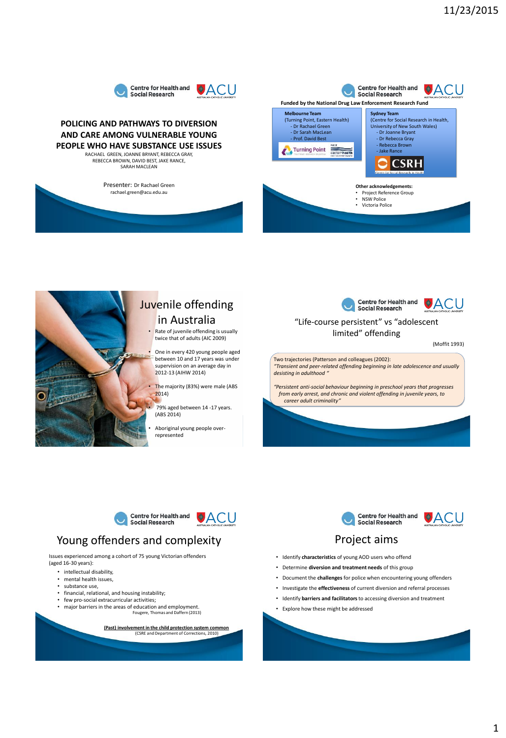# POLICING AND PATHWAYS TO DIVERSION AND CARE AMONG VULNERABLE YOUNG PEOPLE WHO HAVE SUBSTANCE USE ISSUES

RACHAEL GREEN, JOANNE BRYANT, REBECCA GRAY, REBECCA BROWN, DAVID BEST, JAKE RANCE, SARAH MACLEAN

Presenter: Dr Rachael Green
rachael.green@acu.edu.au

---

**Funded by the National Drug Law Enforcement Research Fund**

**Melbourne Team**
(Turning Point, Eastern Health)
- Dr Rachael Green
- Dr Sarah MacLean
- Prof. David Best

**Sydney Team**
(Centre for Social Research in Health, University of New South Wales)
- Dr Joanne Bryant
- Dr Rebecca Gray
- Rebecca Brown
- Jake Rance

**Other acknowledgements:**
- Project Reference Group
- NSW Police
- Victoria Police

---

## Juvenile offending in Australia

- Rate of juvenile offending is usually twice that of adults (AIC 2009)
- One in every 420 young people aged between 10 and 17 years was under supervision on an average day in 2012-13 (AIHW 2014)
- The majority (83%) were male (ABS 2014)
- 79% aged between 14 -17 years. (ABS 2014)
- Aboriginal young people over-represented

---

## "Life-course persistent" vs "adolescent limited" offending

(Moffit 1993)

Two trajectories (Patterson and colleagues (2002):

*"Transient and peer-related offending beginning in late adolescence and usually desisting in adulthood "*

*"Persistent anti-social behaviour beginning in preschool years that progresses from early arrest, and chronic and violent offending in juvenile years, to career adult criminality"*

---

## Young offenders and complexity

Issues experienced among a cohort of 75 young Victorian offenders (aged 16-30 years):

- intellectual disability,
- mental health issues,
- substance use,
- financial, relational, and housing instability;
- few pro-social extracurricular activities;
- major barriers in the areas of education and employment.

Fougere, Thomas and Daffern (2013)

**(Past) involvement in the child protection system common**
(CSRE and Department of Corrections, 2010)

---

## Project aims

- Identify **characteristics** of young AOD users who offend
- Determine **diversion and treatment needs** of this group
- Document the **challenges** for police when encountering young offenders
- Investigate the **effectiveness** of current diversion and referral processes
- Identify **barriers and facilitators** to accessing diversion and treatment
- Explore how these might be addressed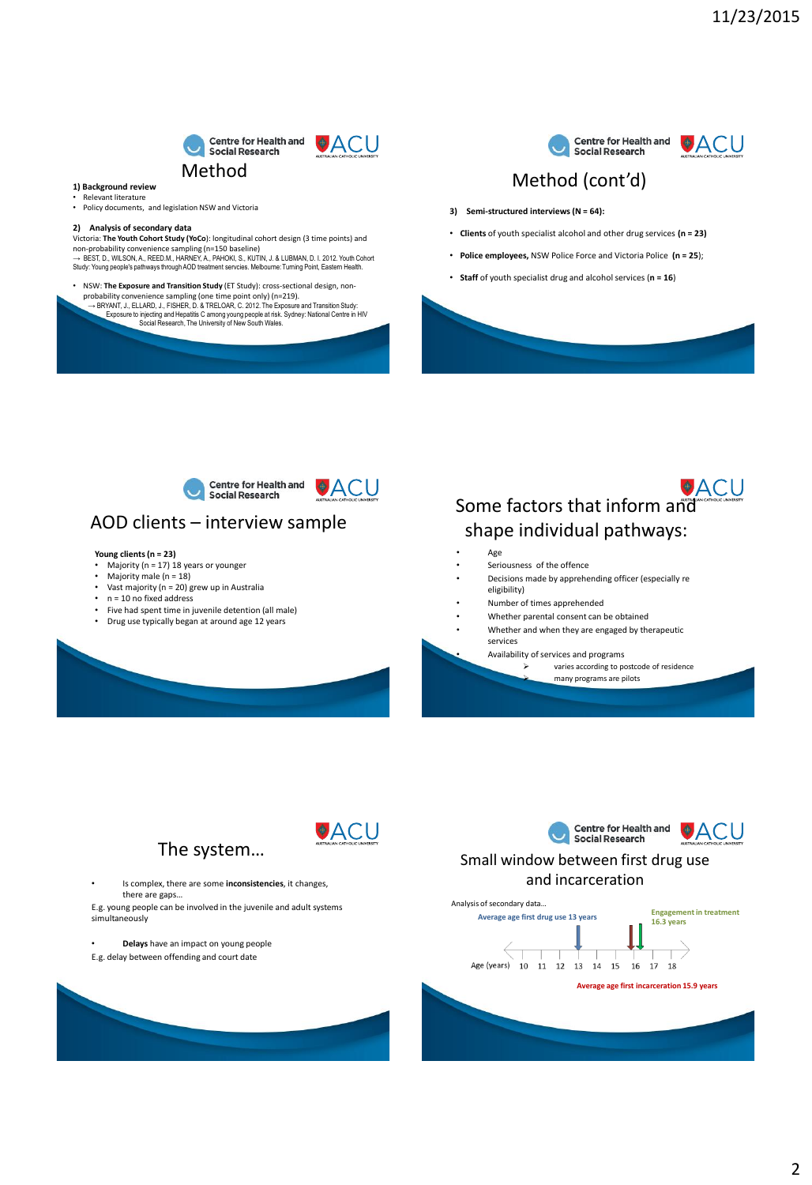## Method

**1) Background review**

- Relevant literature
- Policy documents, and legislation NSW and Victoria

**2) Analysis of secondary data**

Victoria: **The Youth Cohort Study (YoCo)**: longitudinal cohort design (3 time points) and non-probability convenience sampling (n=150 baseline)

→ BEST, D., WILSON, A., REED.M., HARNEY, A., PAHOKI, S., KUTIN, J. & LUBMAN, D. I. 2012. Youth Cohort Study: Young people's pathways through AOD treatment servcies. Melbourne: Turning Point, Eastern Health.

- NSW: **The Exposure and Transition Study** (ET Study): cross-sectional design, non-probability convenience sampling (one time point only) (n=219).
  → BRYANT, J., ELLARD, J., FISHER, D. & TRELOAR, C. 2012. The Exposure and Transition Study: Exposure to injecting and Hepatitis C among young people at risk. Sydney: National Centre in HIV Social Research, The University of New South Wales.

## Method (cont'd)

**3) Semi-structured interviews (N = 64):**

- **Clients** of youth specialist alcohol and other drug services **(n = 23)**
- **Police employees,** NSW Police Force and Victoria Police **(n = 25)**;
- **Staff** of youth specialist drug and alcohol services (**n = 16**)

## AOD clients – interview sample

**Young clients (n = 23)**

- Majority (n = 17) 18 years or younger
- Majority male (n = 18)
- Vast majority (n = 20) grew up in Australia
- n = 10 no fixed address
- Five had spent time in juvenile detention (all male)
- Drug use typically began at around age 12 years

## Some factors that inform and shape individual pathways:

- Age
- Seriousness of the offence
- Decisions made by apprehending officer (especially re eligibility)
- Number of times apprehended
- Whether parental consent can be obtained
- Whether and when they are engaged by therapeutic services
- Availability of services and programs
  - varies according to postcode of residence
  - many programs are pilots

## The system…

- Is complex, there are some **inconsistencies**, it changes, there are gaps…

E.g. young people can be involved in the juvenile and adult systems simultaneously

- **Delays** have an impact on young people

E.g. delay between offending and court date

## Small window between first drug use and incarceration

Analysis of secondary data…

**Average age first drug use 13 years**

**Engagement in treatment 16.3 years**

Age (years) 10 11 12 13 14 15 16 17 18

**Average age first incarceration 15.9 years**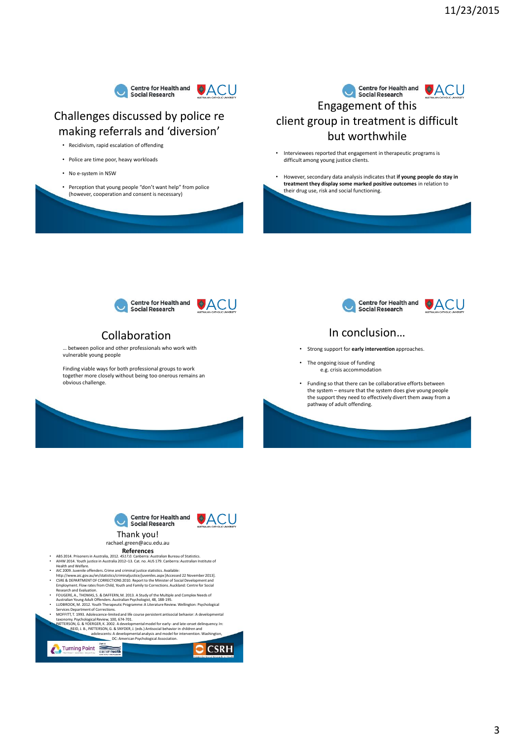## Challenges discussed by police re making referrals and 'diversion'

- Recidivism, rapid escalation of offending
- Police are time poor, heavy workloads
- No e-system in NSW
- Perception that young people "don't want help" from police (however, cooperation and consent is necessary)

## Engagement of this client group in treatment is difficult but worthwhile

- Interviewees reported that engagement in therapeutic programs is difficult among young justice clients.
- However, secondary data analysis indicates that **if young people do stay in treatment they display some marked positive outcomes** in relation to their drug use, risk and social functioning.

## Collaboration

… between police and other professionals who work with vulnerable young people

Finding viable ways for both professional groups to work together more closely without being too onerous remains an obvious challenge.

## In conclusion…

- Strong support for **early intervention** approaches.
- The ongoing issue of funding
  e.g. crisis accommodation
- Funding so that there can be collaborative efforts between the system – ensure that the system does give young people the support they need to effectively divert them away from a pathway of adult offending.

## Thank you!

rachael.green@acu.edu.au

### References

- ABS 2014. Prisoners in Australia, 2012. *4517.0*. Canberra: Australian Bureau of Statistics.
- AIHW 2014. Youth justice in Australia 2012–13. Cat. no. AUS 179. Canberra: Australian Institute of Health and Welfare.
- AIC 2009. Juvenile offenders. Crime and criminal justice statistics. Available: http://www.aic.gov.au/en/statistics/criminaljustice/juveniles.aspx [Accessed 22 November 2013].
- CSRE & DEPARTMENT OF CORRECTIONS 2010. Report to the Minister of Social Development and Employment. Flow rates from Child, Youth and Family to Corrections. Auckland: Centre for Social Research and Evaluation.
- FOUGERE, A., THOMAS, S. & DAFFERN, M. 2013. A Study of the Multiple and Complex Needs of Australian Young Adult Offenders. Australian Psychologist, 48, 188-195.
- LUDBROOK, M. 2012. Youth Therapeutic Programme: A Literature Review. Wellington: Psychological Services Department of Corrections.
- MOFFITT, T. 1993. Adolescence-limited and life course persistent antisocial behavior: A developmental taxonomy. Psychological Review, 100, 674-701.
- PATTERSON, G. & YOERGER, K. 2002. A developmental model for early- and late-onset delinquency. In: REID, J. B., PATTERSON, G. & SNYDER, J. (eds.) Antisocial behavior in children and adolescents: A developmental analysis and model for intervention. Washington, DC: American Psychological Association.